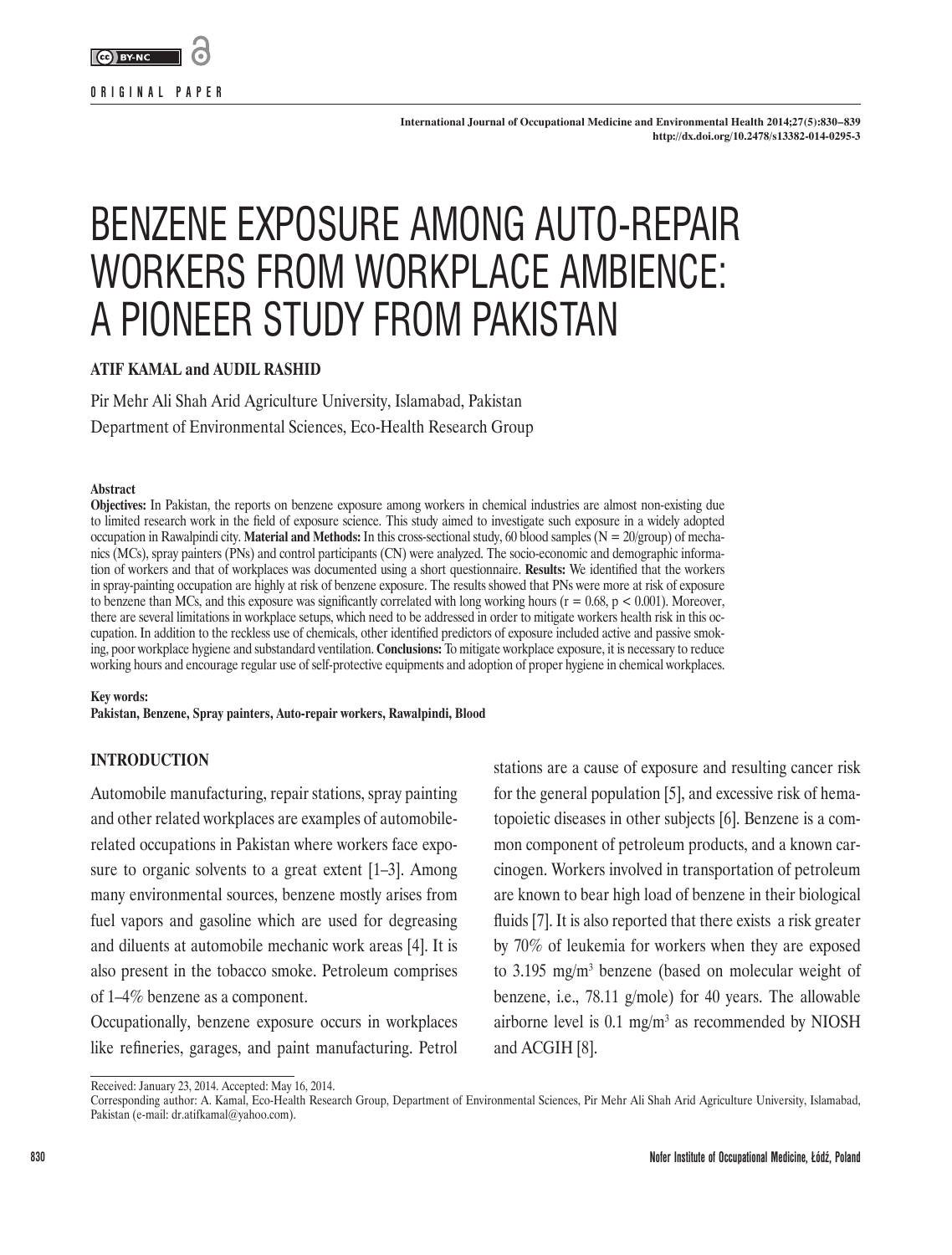ORIGINAL PAPER

# BENZENE EXPOSURE AMONG AUTO-REPAIR WORKERS FROM WORKPLACE AMBIENCE: A PIONEER STUDY FROM PAKISTAN

**ATIF KAMAL and AUDIL RASHID**

Pir Mehr Ali Shah Arid Agriculture University, Islamabad, Pakistan
Department of Environmental Sciences, Eco-Health Research Group

**Abstract**

**Objectives:** In Pakistan, the reports on benzene exposure among workers in chemical industries are almost non-existing due to limited research work in the field of exposure science. This study aimed to investigate such exposure in a widely adopted occupation in Rawalpindi city. **Material and Methods:** In this cross-sectional study, 60 blood samples (N = 20/group) of mechanics (MCs), spray painters (PNs) and control participants (CN) were analyzed. The socio-economic and demographic information of workers and that of workplaces was documented using a short questionnaire. **Results:** We identified that the workers in spray-painting occupation are highly at risk of benzene exposure. The results showed that PNs were more at risk of exposure to benzene than MCs, and this exposure was significantly correlated with long working hours ($r = 0.68$, $p < 0.001$). Moreover, there are several limitations in workplace setups, which need to be addressed in order to mitigate workers health risk in this occupation. In addition to the reckless use of chemicals, other identified predictors of exposure included active and passive smoking, poor workplace hygiene and substandard ventilation. **Conclusions:** To mitigate workplace exposure, it is necessary to reduce working hours and encourage regular use of self-protective equipments and adoption of proper hygiene in chemical workplaces.

**Key words:**
**Pakistan, Benzene, Spray painters, Auto-repair workers, Rawalpindi, Blood**

## INTRODUCTION

Automobile manufacturing, repair stations, spray painting and other related workplaces are examples of automobile-related occupations in Pakistan where workers face exposure to organic solvents to a great extent [1–3]. Among many environmental sources, benzene mostly arises from fuel vapors and gasoline which are used for degreasing and diluents at automobile mechanic work areas [4]. It is also present in the tobacco smoke. Petroleum comprises of 1–4% benzene as a component.

Occupationally, benzene exposure occurs in workplaces like refineries, garages, and paint manufacturing. Petrol stations are a cause of exposure and resulting cancer risk for the general population [5], and excessive risk of hematopoietic diseases in other subjects [6]. Benzene is a common component of petroleum products, and a known carcinogen. Workers involved in transportation of petroleum are known to bear high load of benzene in their biological fluids [7]. It is also reported that there exists a risk greater by 70% of leukemia for workers when they are exposed to 3.195 $mg/m^3$ benzene (based on molecular weight of benzene, i.e., 78.11 g/mole) for 40 years. The allowable airborne level is 0.1 $mg/m^3$ as recommended by NIOSH and ACGIH [8].

Received: January 23, 2014. Accepted: May 16, 2014.
Corresponding author: A. Kamal, Eco-Health Research Group, Department of Environmental Sciences, Pir Mehr Ali Shah Arid Agriculture University, Islamabad, Pakistan (e-mail: dr.atifkamal@yahoo.com).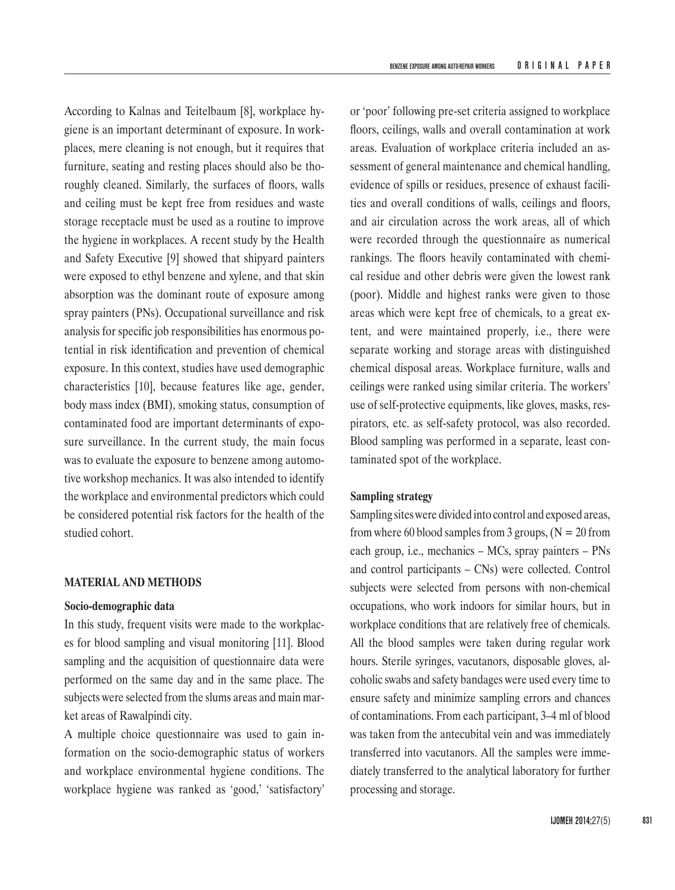According to Kalnas and Teitelbaum [8], workplace hygiene is an important determinant of exposure. In workplaces, mere cleaning is not enough, but it requires that furniture, seating and resting places should also be thoroughly cleaned. Similarly, the surfaces of floors, walls and ceiling must be kept free from residues and waste storage receptacle must be used as a routine to improve the hygiene in workplaces. A recent study by the Health and Safety Executive [9] showed that shipyard painters were exposed to ethyl benzene and xylene, and that skin absorption was the dominant route of exposure among spray painters (PNs). Occupational surveillance and risk analysis for specific job responsibilities has enormous potential in risk identification and prevention of chemical exposure. In this context, studies have used demographic characteristics [10], because features like age, gender, body mass index (BMI), smoking status, consumption of contaminated food are important determinants of exposure surveillance. In the current study, the main focus was to evaluate the exposure to benzene among automotive workshop mechanics. It was also intended to identify the workplace and environmental predictors which could be considered potential risk factors for the health of the studied cohort.

## MATERIAL AND METHODS

### Socio-demographic data

In this study, frequent visits were made to the workplaces for blood sampling and visual monitoring [11]. Blood sampling and the acquisition of questionnaire data were performed on the same day and in the same place. The subjects were selected from the slums areas and main market areas of Rawalpindi city.

A multiple choice questionnaire was used to gain information on the socio-demographic status of workers and workplace environmental hygiene conditions. The workplace hygiene was ranked as 'good,' 'satisfactory' or 'poor' following pre-set criteria assigned to workplace floors, ceilings, walls and overall contamination at work areas. Evaluation of workplace criteria included an assessment of general maintenance and chemical handling, evidence of spills or residues, presence of exhaust facilities and overall conditions of walls, ceilings and floors, and air circulation across the work areas, all of which were recorded through the questionnaire as numerical rankings. The floors heavily contaminated with chemical residue and other debris were given the lowest rank (poor). Middle and highest ranks were given to those areas which were kept free of chemicals, to a great extent, and were maintained properly, i.e., there were separate working and storage areas with distinguished chemical disposal areas. Workplace furniture, walls and ceilings were ranked using similar criteria. The workers' use of self-protective equipments, like gloves, masks, respirators, etc. as self-safety protocol, was also recorded. Blood sampling was performed in a separate, least contaminated spot of the workplace.

### Sampling strategy

Sampling sites were divided into control and exposed areas, from where 60 blood samples from 3 groups, (N = 20 from each group, i.e., mechanics – MCs, spray painters – PNs and control participants – CNs) were collected. Control subjects were selected from persons with non-chemical occupations, who work indoors for similar hours, but in workplace conditions that are relatively free of chemicals. All the blood samples were taken during regular work hours. Sterile syringes, vacutanors, disposable gloves, alcoholic swabs and safety bandages were used every time to ensure safety and minimize sampling errors and chances of contaminations. From each participant, 3–4 ml of blood was taken from the antecubital vein and was immediately transferred into vacutanors. All the samples were immediately transferred to the analytical laboratory for further processing and storage.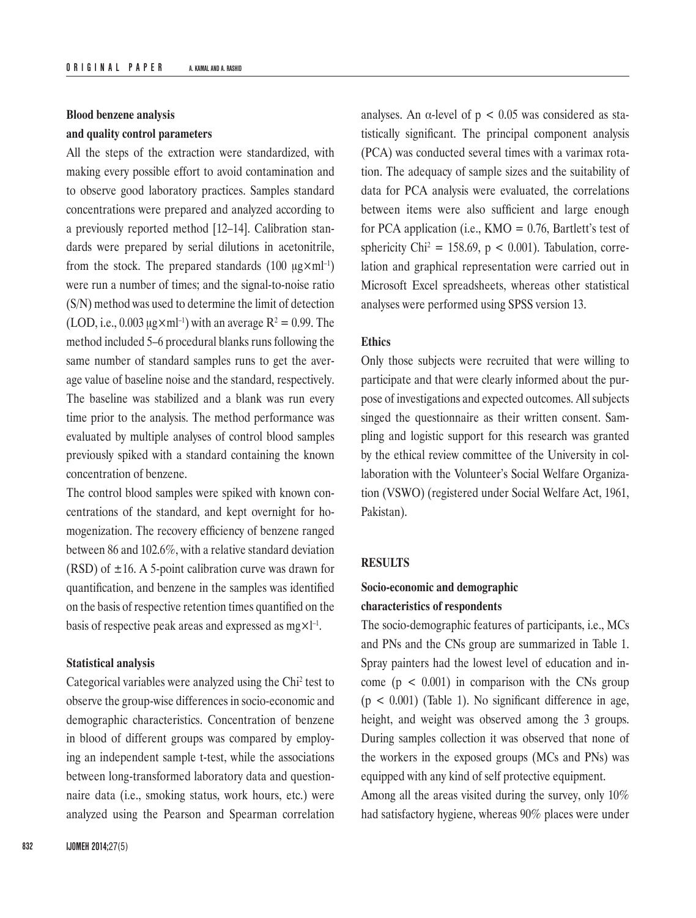### Blood benzene analysis and quality control parameters

All the steps of the extraction were standardized, with making every possible effort to avoid contamination and to observe good laboratory practices. Samples standard concentrations were prepared and analyzed according to a previously reported method [12–14]. Calibration standards were prepared by serial dilutions in acetonitrile, from the stock. The prepared standards (100 $\mu g \times ml^{-1}$) were run a number of times; and the signal-to-noise ratio (S/N) method was used to determine the limit of detection (LOD, i.e., 0.003 $\mu g \times ml^{-1}$) with an average $R^2 = 0.99$. The method included 5–6 procedural blanks runs following the same number of standard samples runs to get the average value of baseline noise and the standard, respectively. The baseline was stabilized and a blank was run every time prior to the analysis. The method performance was evaluated by multiple analyses of control blood samples previously spiked with a standard containing the known concentration of benzene.

The control blood samples were spiked with known concentrations of the standard, and kept overnight for homogenization. The recovery efficiency of benzene ranged between 86 and 102.6%, with a relative standard deviation (RSD) of ±16. A 5-point calibration curve was drawn for quantification, and benzene in the samples was identified on the basis of respective retention times quantified on the basis of respective peak areas and expressed as $mg \times l^{-1}$.

### Statistical analysis

Categorical variables were analyzed using the $Chi^2$ test to observe the group-wise differences in socio-economic and demographic characteristics. Concentration of benzene in blood of different groups was compared by employing an independent sample t-test, while the associations between long-transformed laboratory data and questionnaire data (i.e., smoking status, work hours, etc.) were analyzed using the Pearson and Spearman correlation analyses. An α-level of $p < 0.05$ was considered as statistically significant. The principal component analysis (PCA) was conducted several times with a varimax rotation. The adequacy of sample sizes and the suitability of data for PCA analysis were evaluated, the correlations between items were also sufficient and large enough for PCA application (i.e., KMO = 0.76, Bartlett's test of sphericity $Chi^2 = 158.69$, $p < 0.001$). Tabulation, correlation and graphical representation were carried out in Microsoft Excel spreadsheets, whereas other statistical analyses were performed using SPSS version 13.

### Ethics

Only those subjects were recruited that were willing to participate and that were clearly informed about the purpose of investigations and expected outcomes. All subjects singed the questionnaire as their written consent. Sampling and logistic support for this research was granted by the ethical review committee of the University in collaboration with the Volunteer's Social Welfare Organization (VSWO) (registered under Social Welfare Act, 1961, Pakistan).

## RESULTS

### Socio-economic and demographic characteristics of respondents

The socio-demographic features of participants, i.e., MCs and PNs and the CNs group are summarized in Table 1. Spray painters had the lowest level of education and income ($p < 0.001$) in comparison with the CNs group ($p < 0.001$) (Table 1). No significant difference in age, height, and weight was observed among the 3 groups. During samples collection it was observed that none of the workers in the exposed groups (MCs and PNs) was equipped with any kind of self protective equipment.

Among all the areas visited during the survey, only 10% had satisfactory hygiene, whereas 90% places were under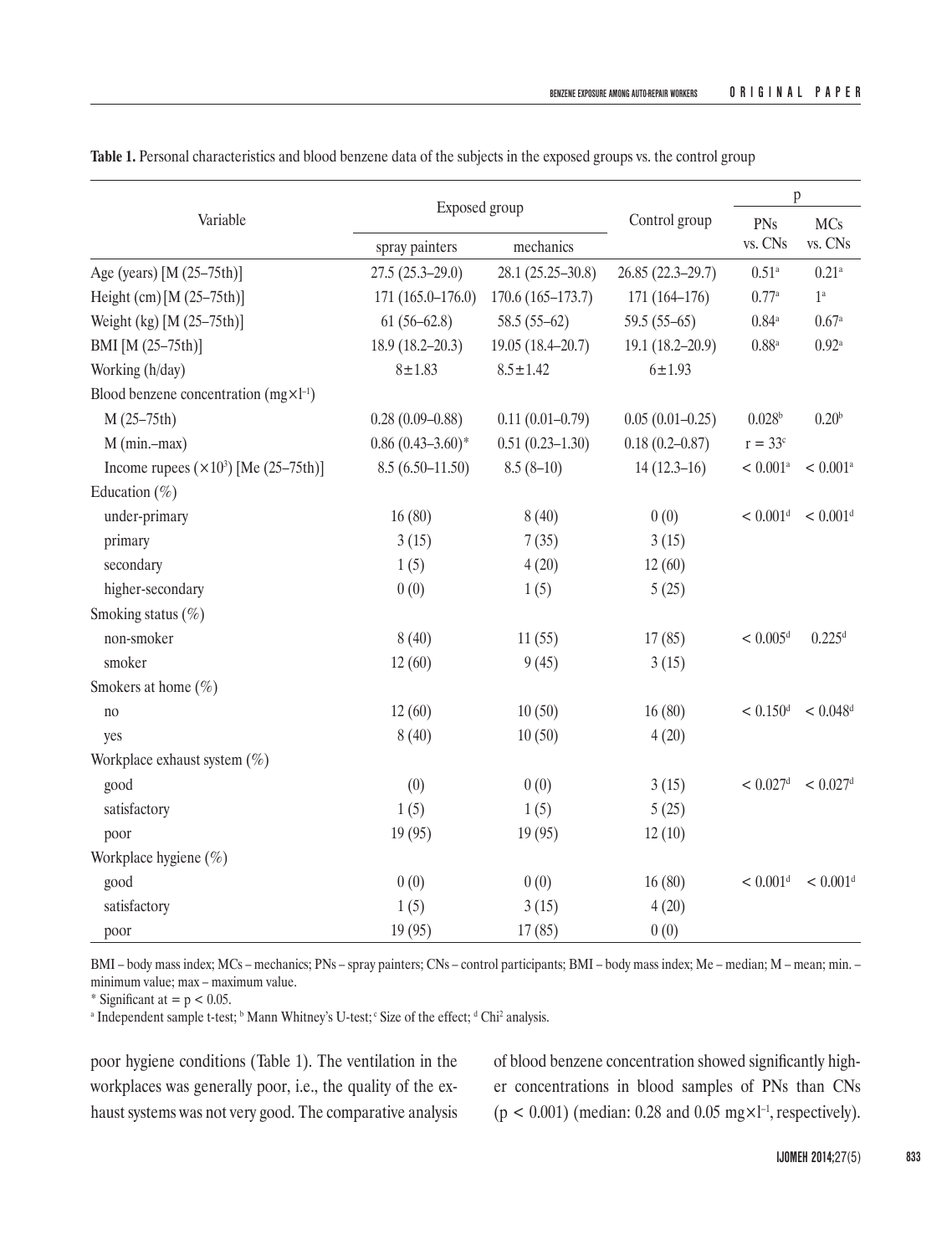**Table 1.** Personal characteristics and blood benzene data of the subjects in the exposed groups vs. the control group

| Variable | Exposed group | | Control group | p | |
|---|---|---|---|---|---|
| | spray painters | mechanics | | PNs vs. CNs | MCs vs. CNs |
| Age (years) [M (25–75th)] | 27.5 (25.3–29.0) | 28.1 (25.25–30.8) | 26.85 (22.3–29.7) | 0.51[a] | 0.21[a] |
| Height (cm) [M (25–75th)] | 171 (165.0–176.0) | 170.6 (165–173.7) | 171 (164–176) | 0.77[a] | 1[a] |
| Weight (kg) [M (25–75th)] | 61 (56–62.8) | 58.5 (55–62) | 59.5 (55–65) | 0.84[a] | 0.67[a] |
| BMI [M (25–75th)] | 18.9 (18.2–20.3) | 19.05 (18.4–20.7) | 19.1 (18.2–20.9) | 0.88[a] | 0.92[a] |
| Working (h/day) | 8±1.83 | 8.5±1.42 | 6±1.93 | | |
| Blood benzene concentration ($mg \times l^{-1}$) | | | | | |
| M (25–75th) | 0.28 (0.09–0.88) | 0.11 (0.01–0.79) | 0.05 (0.01–0.25) | 0.028[b] | 0.20[b] |
| M (min.–max) | 0.86 (0.43–3.60)* | 0.51 (0.23–1.30) | 0.18 (0.2–0.87) | r = 33[c] | |
| Income rupees ($\times 10^3$) [Me (25–75th)] | 8.5 (6.50–11.50) | 8.5 (8–10) | 14 (12.3–16) | < 0.001[a] | < 0.001[a] |
| Education (%) | | | | | |
| under-primary | 16 (80) | 8 (40) | 0 (0) | < 0.001[d] | < 0.001[d] |
| primary | 3 (15) | 7 (35) | 3 (15) | | |
| secondary | 1 (5) | 4 (20) | 12 (60) | | |
| higher-secondary | 0 (0) | 1 (5) | 5 (25) | | |
| Smoking status (%) | | | | | |
| non-smoker | 8 (40) | 11 (55) | 17 (85) | < 0.005[d] | 0.225[d] |
| smoker | 12 (60) | 9 (45) | 3 (15) | | |
| Smokers at home (%) | | | | | |
| no | 12 (60) | 10 (50) | 16 (80) | < 0.150[d] | < 0.048[d] |
| yes | 8 (40) | 10 (50) | 4 (20) | | |
| Workplace exhaust system (%) | | | | | |
| good | (0) | 0 (0) | 3 (15) | < 0.027[d] | < 0.027[d] |
| satisfactory | 1 (5) | 1 (5) | 5 (25) | | |
| poor | 19 (95) | 19 (95) | 12 (10) | | |
| Workplace hygiene (%) | | | | | |
| good | 0 (0) | 0 (0) | 16 (80) | < 0.001[d] | < 0.001[d] |
| satisfactory | 1 (5) | 3 (15) | 4 (20) | | |
| poor | 19 (95) | 17 (85) | 0 (0) | | |

BMI – body mass index; MCs – mechanics; PNs – spray painters; CNs – control participants; BMI – body mass index; Me – median; M – mean; min. – minimum value; max – maximum value.

\* Significant at = $p < 0.05$.

[a] Independent sample t-test; [b] Mann Whitney's U-test; [c] Size of the effect; [d] $Chi^2$ analysis.

poor hygiene conditions (Table 1). The ventilation in the workplaces was generally poor, i.e., the quality of the exhaust systems was not very good. The comparative analysis of blood benzene concentration showed significantly higher concentrations in blood samples of PNs than CNs ($p < 0.001$) (median: 0.28 and 0.05 $mg \times l^{-1}$, respectively).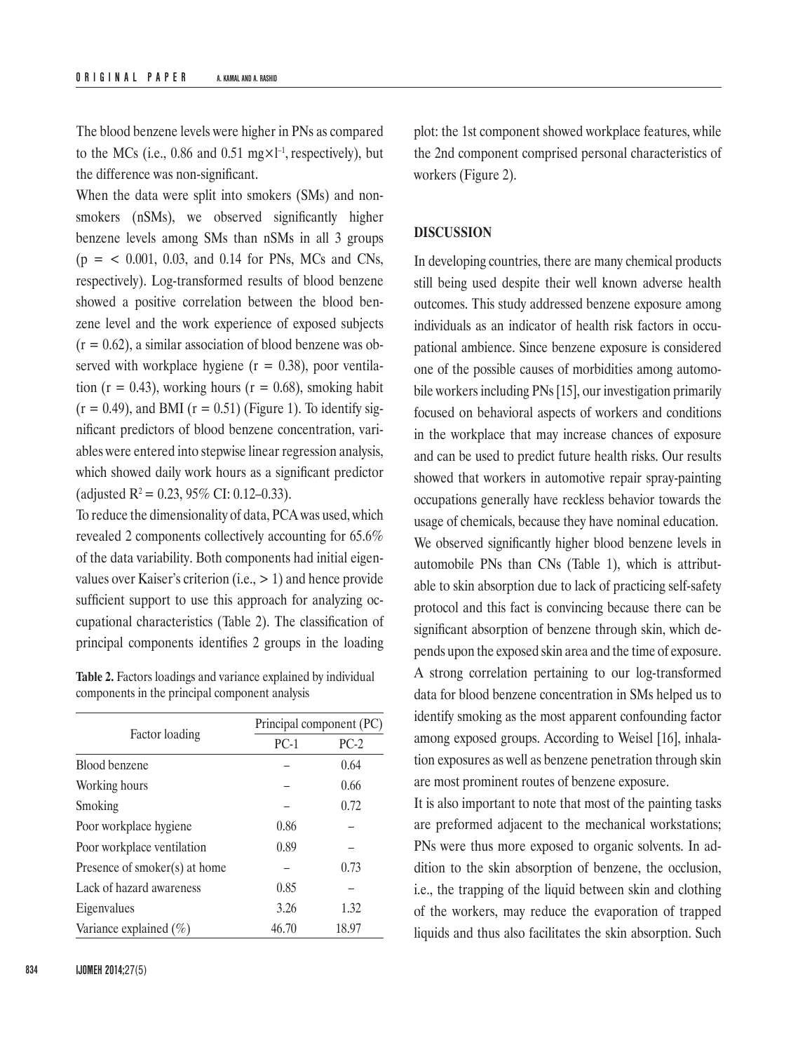The blood benzene levels were higher in PNs as compared to the MCs (i.e., 0.86 and 0.51 mg×$l^{-1}$, respectively), but the difference was non-significant.

When the data were split into smokers (SMs) and non-smokers (nSMs), we observed significantly higher benzene levels among SMs than nSMs in all 3 groups ($p = < 0.001$, 0.03, and 0.14 for PNs, MCs and CNs, respectively). Log-transformed results of blood benzene showed a positive correlation between the blood benzene level and the work experience of exposed subjects ($r = 0.62$), a similar association of blood benzene was observed with workplace hygiene ($r = 0.38$), poor ventilation ($r = 0.43$), working hours ($r = 0.68$), smoking habit ($r = 0.49$), and BMI ($r = 0.51$) (Figure 1). To identify significant predictors of blood benzene concentration, variables were entered into stepwise linear regression analysis, which showed daily work hours as a significant predictor (adjusted $R^2 = 0.23$, 95% CI: 0.12–0.33).

To reduce the dimensionality of data, PCA was used, which revealed 2 components collectively accounting for 65.6% of the data variability. Both components had initial eigenvalues over Kaiser's criterion (i.e., > 1) and hence provide sufficient support to use this approach for analyzing occupational characteristics (Table 2). The classification of principal components identifies 2 groups in the loading plot: the 1st component showed workplace features, while the 2nd component comprised personal characteristics of workers (Figure 2).

**Table 2.** Factors loadings and variance explained by individual components in the principal component analysis

| Factor loading | Principal component (PC) | |
|---|---|---|
| | PC-1 | PC-2 |
| Blood benzene | – | 0.64 |
| Working hours | – | 0.66 |
| Smoking | – | 0.72 |
| Poor workplace hygiene | 0.86 | – |
| Poor workplace ventilation | 0.89 | – |
| Presence of smoker(s) at home | – | 0.73 |
| Lack of hazard awareness | 0.85 | – |
| Eigenvalues | 3.26 | 1.32 |
| Variance explained (%) | 46.70 | 18.97 |

## DISCUSSION

In developing countries, there are many chemical products still being used despite their well known adverse health outcomes. This study addressed benzene exposure among individuals as an indicator of health risk factors in occupational ambience. Since benzene exposure is considered one of the possible causes of morbidities among automobile workers including PNs [15], our investigation primarily focused on behavioral aspects of workers and conditions in the workplace that may increase chances of exposure and can be used to predict future health risks. Our results showed that workers in automotive repair spray-painting occupations generally have reckless behavior towards the usage of chemicals, because they have nominal education.

We observed significantly higher blood benzene levels in automobile PNs than CNs (Table 1), which is attributable to skin absorption due to lack of practicing self-safety protocol and this fact is convincing because there can be significant absorption of benzene through skin, which depends upon the exposed skin area and the time of exposure. A strong correlation pertaining to our log-transformed data for blood benzene concentration in SMs helped us to identify smoking as the most apparent confounding factor among exposed groups. According to Weisel [16], inhalation exposures as well as benzene penetration through skin are most prominent routes of benzene exposure.

It is also important to note that most of the painting tasks are preformed adjacent to the mechanical workstations; PNs were thus more exposed to organic solvents. In addition to the skin absorption of benzene, the occlusion, i.e., the trapping of the liquid between skin and clothing of the workers, may reduce the evaporation of trapped liquids and thus also facilitates the skin absorption. Such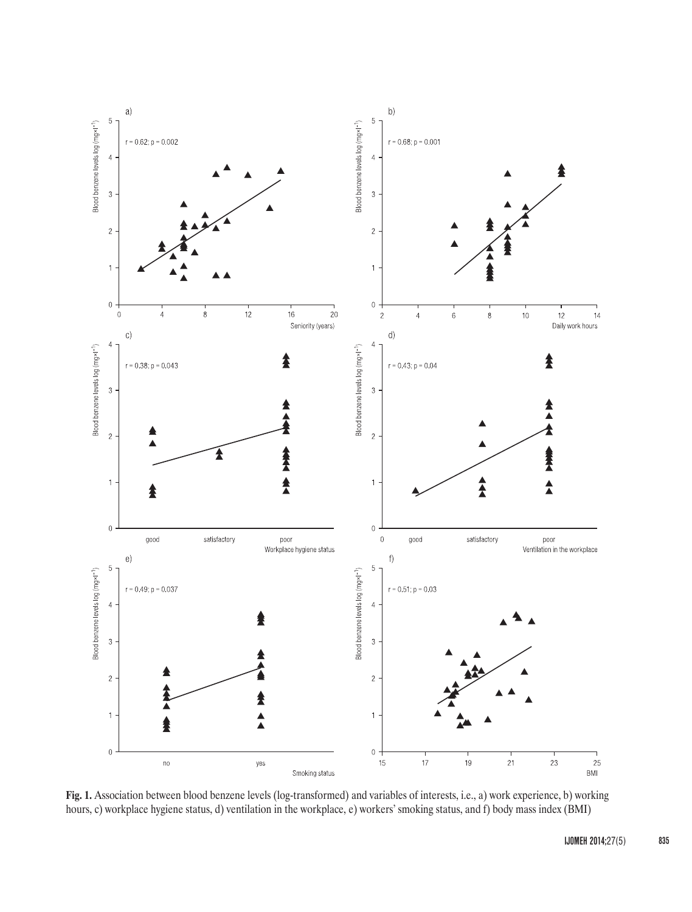**Fig. 1.** Association between blood benzene levels (log-transformed) and variables of interests, i.e., a) work experience, b) working hours, c) workplace hygiene status, d) ventilation in the workplace, e) workers' smoking status, and f) body mass index (BMI)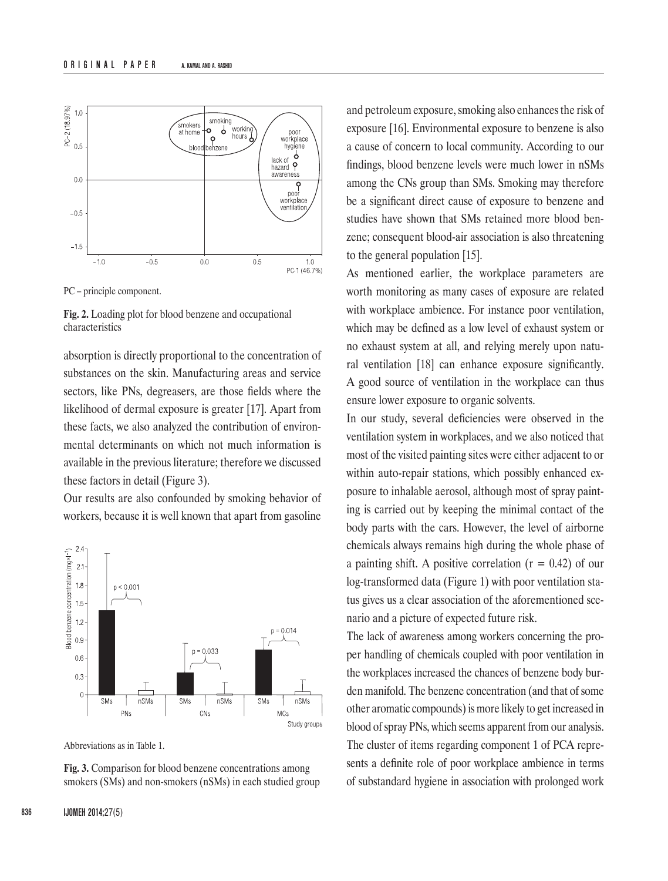PC – principle component.

**Fig. 2.** Loading plot for blood benzene and occupational characteristics

absorption is directly proportional to the concentration of substances on the skin. Manufacturing areas and service sectors, like PNs, degreasers, are those fields where the likelihood of dermal exposure is greater [17]. Apart from these facts, we also analyzed the contribution of environmental determinants on which not much information is available in the previous literature; therefore we discussed these factors in detail (Figure 3).

Our results are also confounded by smoking behavior of workers, because it is well known that apart from gasoline

Abbreviations as in Table 1.

**Fig. 3.** Comparison for blood benzene concentrations among smokers (SMs) and non-smokers (nSMs) in each studied group

and petroleum exposure, smoking also enhances the risk of exposure [16]. Environmental exposure to benzene is also a cause of concern to local community. According to our findings, blood benzene levels were much lower in nSMs among the CNs group than SMs. Smoking may therefore be a significant direct cause of exposure to benzene and studies have shown that SMs retained more blood benzene; consequent blood-air association is also threatening to the general population [15].

As mentioned earlier, the workplace parameters are worth monitoring as many cases of exposure are related with workplace ambience. For instance poor ventilation, which may be defined as a low level of exhaust system or no exhaust system at all, and relying merely upon natural ventilation [18] can enhance exposure significantly. A good source of ventilation in the workplace can thus ensure lower exposure to organic solvents.

In our study, several deficiencies were observed in the ventilation system in workplaces, and we also noticed that most of the visited painting sites were either adjacent to or within auto-repair stations, which possibly enhanced exposure to inhalable aerosol, although most of spray painting is carried out by keeping the minimal contact of the body parts with the cars. However, the level of airborne chemicals always remains high during the whole phase of a painting shift. A positive correlation ($r = 0.42$) of our log-transformed data (Figure 1) with poor ventilation status gives us a clear association of the aforementioned scenario and a picture of expected future risk.

The lack of awareness among workers concerning the proper handling of chemicals coupled with poor ventilation in the workplaces increased the chances of benzene body burden manifold. The benzene concentration (and that of some other aromatic compounds) is more likely to get increased in blood of spray PNs, which seems apparent from our analysis. The cluster of items regarding component 1 of PCA represents a definite role of poor workplace ambience in terms of substandard hygiene in association with prolonged work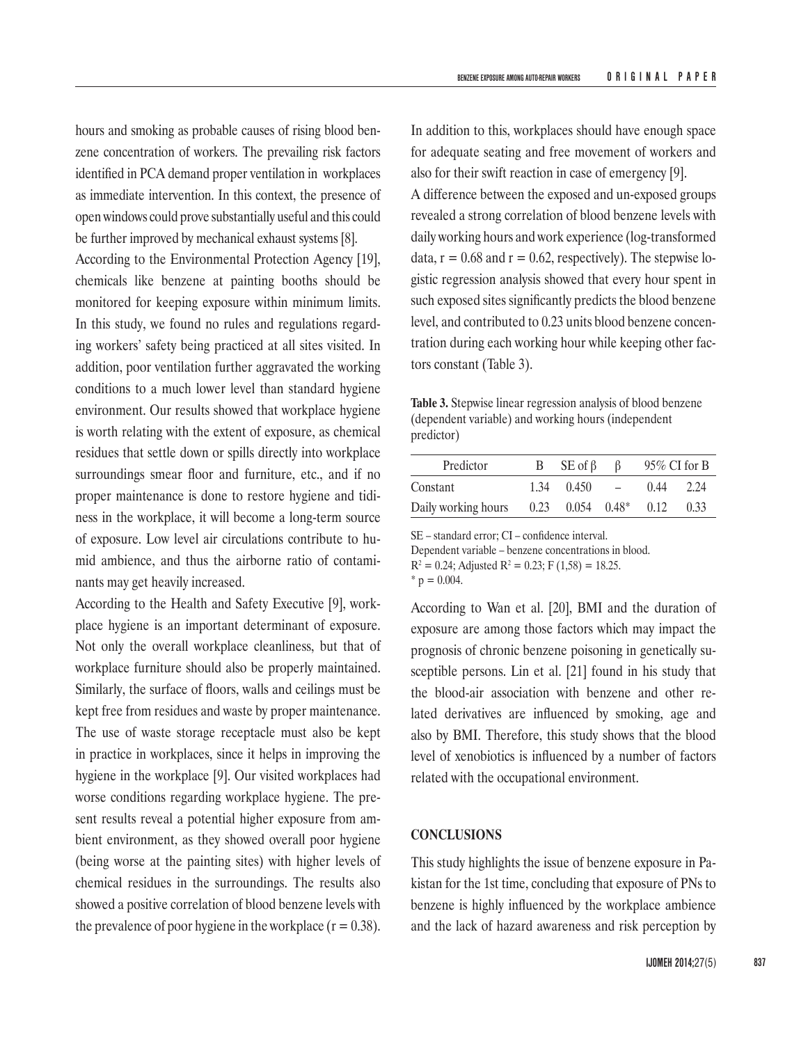hours and smoking as probable causes of rising blood benzene concentration of workers. The prevailing risk factors identified in PCA demand proper ventilation in workplaces as immediate intervention. In this context, the presence of open windows could prove substantially useful and this could be further improved by mechanical exhaust systems [8].

According to the Environmental Protection Agency [19], chemicals like benzene at painting booths should be monitored for keeping exposure within minimum limits. In this study, we found no rules and regulations regarding workers' safety being practiced at all sites visited. In addition, poor ventilation further aggravated the working conditions to a much lower level than standard hygiene environment. Our results showed that workplace hygiene is worth relating with the extent of exposure, as chemical residues that settle down or spills directly into workplace surroundings smear floor and furniture, etc., and if no proper maintenance is done to restore hygiene and tidiness in the workplace, it will become a long-term source of exposure. Low level air circulations contribute to humid ambience, and thus the airborne ratio of contaminants may get heavily increased.

According to the Health and Safety Executive [9], workplace hygiene is an important determinant of exposure. Not only the overall workplace cleanliness, but that of workplace furniture should also be properly maintained. Similarly, the surface of floors, walls and ceilings must be kept free from residues and waste by proper maintenance. The use of waste storage receptacle must also be kept in practice in workplaces, since it helps in improving the hygiene in the workplace [9]. Our visited workplaces had worse conditions regarding workplace hygiene. The present results reveal a potential higher exposure from ambient environment, as they showed overall poor hygiene (being worse at the painting sites) with higher levels of chemical residues in the surroundings. The results also showed a positive correlation of blood benzene levels with the prevalence of poor hygiene in the workplace ($r = 0.38$). In addition to this, workplaces should have enough space for adequate seating and free movement of workers and also for their swift reaction in case of emergency [9].

A difference between the exposed and un-exposed groups revealed a strong correlation of blood benzene levels with daily working hours and work experience (log-transformed data, $r = 0.68$ and $r = 0.62$, respectively). The stepwise logistic regression analysis showed that every hour spent in such exposed sites significantly predicts the blood benzene level, and contributed to 0.23 units blood benzene concentration during each working hour while keeping other factors constant (Table 3).

**Table 3.** Stepwise linear regression analysis of blood benzene (dependent variable) and working hours (independent predictor)

| Predictor | B | SE of β | β | 95% CI for B | |
|---|---|---|---|---|---|
| Constant | 1.34 | 0.450 | – | 0.44 | 2.24 |
| Daily working hours | 0.23 | 0.054 | 0.48* | 0.12 | 0.33 |

SE – standard error; CI – confidence interval.
Dependent variable – benzene concentrations in blood.
$R^2 = 0.24$; Adjusted $R^2 = 0.23$; $F (1,58) = 18.25$.
* $p = 0.004$.

According to Wan et al. [20], BMI and the duration of exposure are among those factors which may impact the prognosis of chronic benzene poisoning in genetically susceptible persons. Lin et al. [21] found in his study that the blood-air association with benzene and other related derivatives are influenced by smoking, age and also by BMI. Therefore, this study shows that the blood level of xenobiotics is influenced by a number of factors related with the occupational environment.

## CONCLUSIONS

This study highlights the issue of benzene exposure in Pakistan for the 1st time, concluding that exposure of PNs to benzene is highly influenced by the workplace ambience and the lack of hazard awareness and risk perception by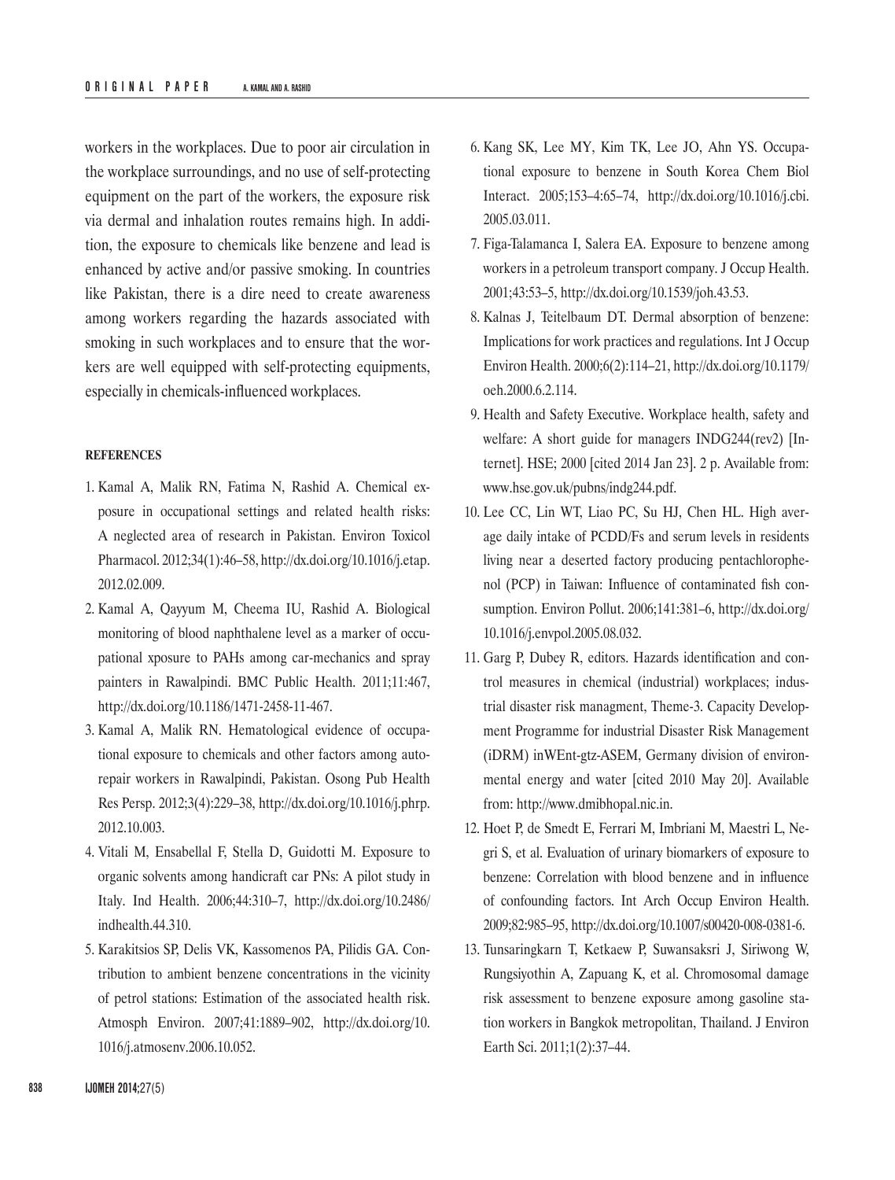workers in the workplaces. Due to poor air circulation in the workplace surroundings, and no use of self-protecting equipment on the part of the workers, the exposure risk via dermal and inhalation routes remains high. In addition, the exposure to chemicals like benzene and lead is enhanced by active and/or passive smoking. In countries like Pakistan, there is a dire need to create awareness among workers regarding the hazards associated with smoking in such workplaces and to ensure that the workers are well equipped with self-protecting equipments, especially in chemicals-influenced workplaces.

## REFERENCES

1. Kamal A, Malik RN, Fatima N, Rashid A. Chemical exposure in occupational settings and related health risks: A neglected area of research in Pakistan. Environ Toxicol Pharmacol. 2012;34(1):46–58, http://dx.doi.org/10.1016/j.etap.2012.02.009.
2. Kamal A, Qayyum M, Cheema IU, Rashid A. Biological monitoring of blood naphthalene level as a marker of occupational xposure to PAHs among car-mechanics and spray painters in Rawalpindi. BMC Public Health. 2011;11:467, http://dx.doi.org/10.1186/1471-2458-11-467.
3. Kamal A, Malik RN. Hematological evidence of occupational exposure to chemicals and other factors among auto-repair workers in Rawalpindi, Pakistan. Osong Pub Health Res Persp. 2012;3(4):229–38, http://dx.doi.org/10.1016/j.phrp.2012.10.003.
4. Vitali M, Ensabellal F, Stella D, Guidotti M. Exposure to organic solvents among handicraft car PNs: A pilot study in Italy. Ind Health. 2006;44:310–7, http://dx.doi.org/10.2486/indhealth.44.310.
5. Karakitsios SP, Delis VK, Kassomenos PA, Pilidis GA. Contribution to ambient benzene concentrations in the vicinity of petrol stations: Estimation of the associated health risk. Atmosph Environ. 2007;41:1889–902, http://dx.doi.org/10.1016/j.atmosenv.2006.10.052.
6. Kang SK, Lee MY, Kim TK, Lee JO, Ahn YS. Occupational exposure to benzene in South Korea Chem Biol Interact. 2005;153–4:65–74, http://dx.doi.org/10.1016/j.cbi.2005.03.011.
7. Figa-Talamanca I, Salera EA. Exposure to benzene among workers in a petroleum transport company. J Occup Health. 2001;43:53–5, http://dx.doi.org/10.1539/joh.43.53.
8. Kalnas J, Teitelbaum DT. Dermal absorption of benzene: Implications for work practices and regulations. Int J Occup Environ Health. 2000;6(2):114–21, http://dx.doi.org/10.1179/oeh.2000.6.2.114.
9. Health and Safety Executive. Workplace health, safety and welfare: A short guide for managers INDG244(rev2) [Internet]. HSE; 2000 [cited 2014 Jan 23]. 2 p. Available from: www.hse.gov.uk/pubns/indg244.pdf.
10. Lee CC, Lin WT, Liao PC, Su HJ, Chen HL. High average daily intake of PCDD/Fs and serum levels in residents living near a deserted factory producing pentachlorophenol (PCP) in Taiwan: Influence of contaminated fish consumption. Environ Pollut. 2006;141:381–6, http://dx.doi.org/10.1016/j.envpol.2005.08.032.
11. Garg P, Dubey R, editors. Hazards identification and control measures in chemical (industrial) workplaces; industrial disaster risk managment, Theme-3. Capacity Development Programme for industrial Disaster Risk Management (iDRM) inWEnt-gtz-ASEM, Germany division of environmental energy and water [cited 2010 May 20]. Available from: http://www.dmibhopal.nic.in.
12. Hoet P, de Smedt E, Ferrari M, Imbriani M, Maestri L, Negri S, et al. Evaluation of urinary biomarkers of exposure to benzene: Correlation with blood benzene and in influence of confounding factors. Int Arch Occup Environ Health. 2009;82:985–95, http://dx.doi.org/10.1007/s00420-008-0381-6.
13. Tunsaringkarn T, Ketkaew P, Suwansaksri J, Siriwong W, Rungsiyothin A, Zapuang K, et al. Chromosomal damage risk assessment to benzene exposure among gasoline station workers in Bangkok metropolitan, Thailand. J Environ Earth Sci. 2011;1(2):37–44.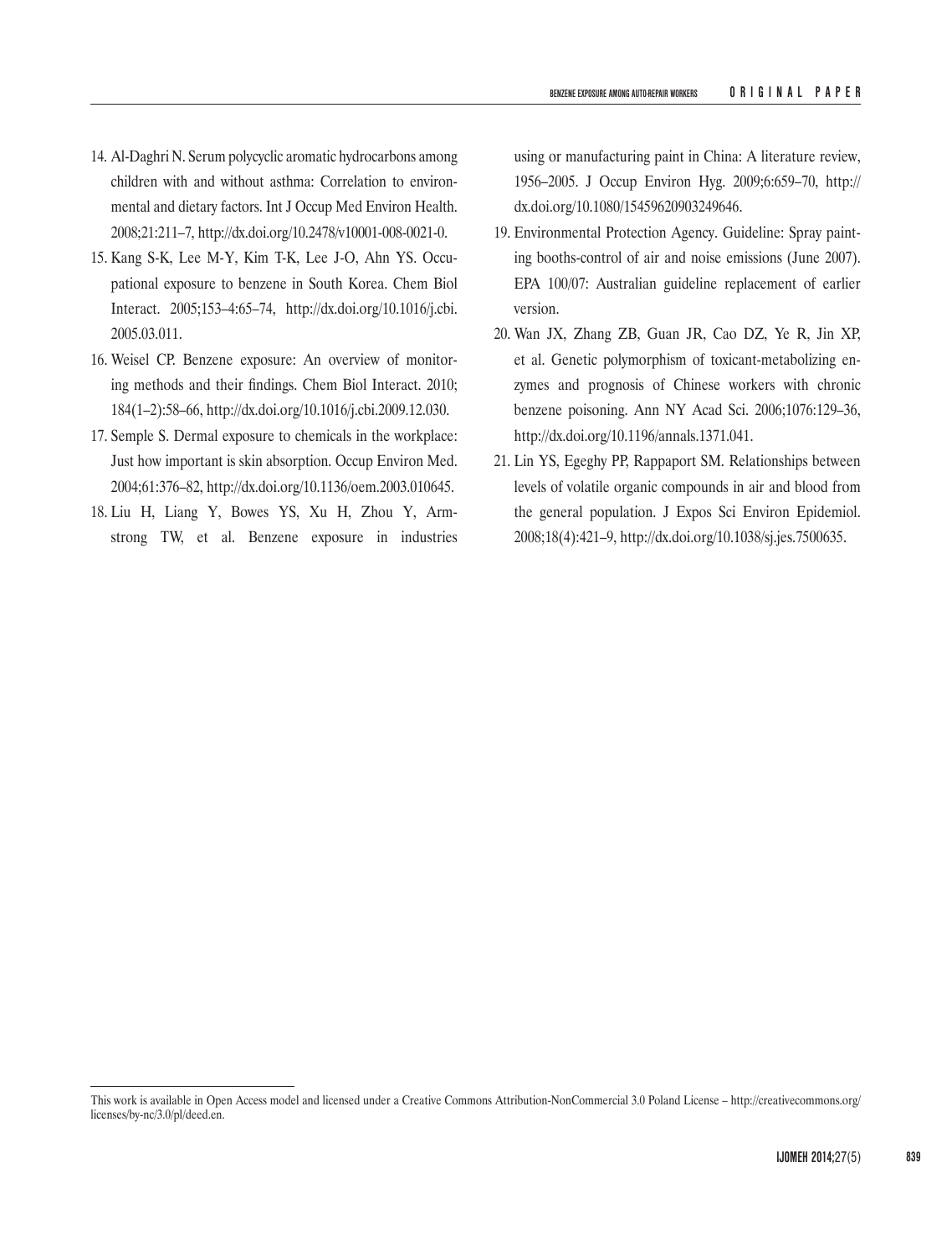14. Al-Daghri N. Serum polycyclic aromatic hydrocarbons among children with and without asthma: Correlation to environmental and dietary factors. Int J Occup Med Environ Health. 2008;21:211–7, http://dx.doi.org/10.2478/v10001-008-0021-0.
15. Kang S-K, Lee M-Y, Kim T-K, Lee J-O, Ahn YS. Occupational exposure to benzene in South Korea. Chem Biol Interact. 2005;153–4:65–74, http://dx.doi.org/10.1016/j.cbi.2005.03.011.
16. Weisel CP. Benzene exposure: An overview of monitoring methods and their findings. Chem Biol Interact. 2010; 184(1–2):58–66, http://dx.doi.org/10.1016/j.cbi.2009.12.030.
17. Semple S. Dermal exposure to chemicals in the workplace: Just how important is skin absorption. Occup Environ Med. 2004;61:376–82, http://dx.doi.org/10.1136/oem.2003.010645.
18. Liu H, Liang Y, Bowes YS, Xu H, Zhou Y, Armstrong TW, et al. Benzene exposure in industries using or manufacturing paint in China: A literature review, 1956–2005. J Occup Environ Hyg. 2009;6:659–70, http://dx.doi.org/10.1080/15459620903249646.
19. Environmental Protection Agency. Guideline: Spray painting booths-control of air and noise emissions (June 2007). EPA 100/07: Australian guideline replacement of earlier version.
20. Wan JX, Zhang ZB, Guan JR, Cao DZ, Ye R, Jin XP, et al. Genetic polymorphism of toxicant-metabolizing enzymes and prognosis of Chinese workers with chronic benzene poisoning. Ann NY Acad Sci. 2006;1076:129–36, http://dx.doi.org/10.1196/annals.1371.041.
21. Lin YS, Egeghy PP, Rappaport SM. Relationships between levels of volatile organic compounds in air and blood from the general population. J Expos Sci Environ Epidemiol. 2008;18(4):421–9, http://dx.doi.org/10.1038/sj.jes.7500635.

This work is available in Open Access model and licensed under a Creative Commons Attribution-NonCommercial 3.0 Poland License – http://creativecommons.org/licenses/by-nc/3.0/pl/deed.en.